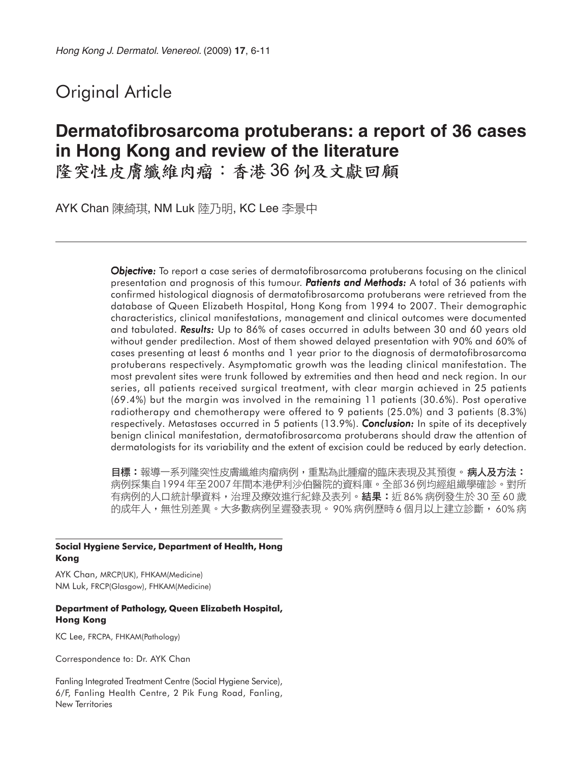Original Article

# Dermatofibrosarcoma protuberans: a report of 36 cases in Hong Kong and review of the literature

# 隆突性皮膚纖維肉瘤：香港 36 例及文獻回顧

AYK Chan 陳綺琪, NM Luk 陸乃明, KC Lee 李景中

***Objective:*** To report a case series of dermatofibrosarcoma protuberans focusing on the clinical presentation and prognosis of this tumour. ***Patients and Methods:*** A total of 36 patients with confirmed histological diagnosis of dermatofibrosarcoma protuberans were retrieved from the database of Queen Elizabeth Hospital, Hong Kong from 1994 to 2007. Their demographic characteristics, clinical manifestations, management and clinical outcomes were documented and tabulated. ***Results:*** Up to 86% of cases occurred in adults between 30 and 60 years old without gender predilection. Most of them showed delayed presentation with 90% and 60% of cases presenting at least 6 months and 1 year prior to the diagnosis of dermatofibrosarcoma protuberans respectively. Asymptomatic growth was the leading clinical manifestation. The most prevalent sites were trunk followed by extremities and then head and neck region. In our series, all patients received surgical treatment, with clear margin achieved in 25 patients (69.4%) but the margin was involved in the remaining 11 patients (30.6%). Post operative radiotherapy and chemotherapy were offered to 9 patients (25.0%) and 3 patients (8.3%) respectively. Metastases occurred in 5 patients (13.9%). ***Conclusion:*** In spite of its deceptively benign clinical manifestation, dermatofibrosarcoma protuberans should draw the attention of dermatologists for its variability and the extent of excision could be reduced by early detection.

**目標：**報導一系列隆突性皮膚纖維肉瘤病例，重點為此腫瘤的臨床表現及其預復。**病人及方法：**病例採集自1994年至2007年間本港伊利沙伯醫院的資料庫。全部36例均經組織學確診。對所有病例的人口統計學資料，治理及療效進行紀錄及表列。**結果：**近86% 病例發生於 30 至 60 歲的成年人，無性別差異。大多數病例呈遲發表現。 90% 病例歷時6個月以上建立診斷， 60% 病

**Social Hygiene Service, Department of Health, Hong Kong**

AYK Chan, MRCP(UK), FHKAM(Medicine)
NM Luk, FRCP(Glasgow), FHKAM(Medicine)

**Department of Pathology, Queen Elizabeth Hospital, Hong Kong**

KC Lee, FRCPA, FHKAM(Pathology)

Correspondence to: Dr. AYK Chan

Fanling Integrated Treatment Centre (Social Hygiene Service), 6/F, Fanling Health Centre, 2 Pik Fung Road, Fanling, New Territories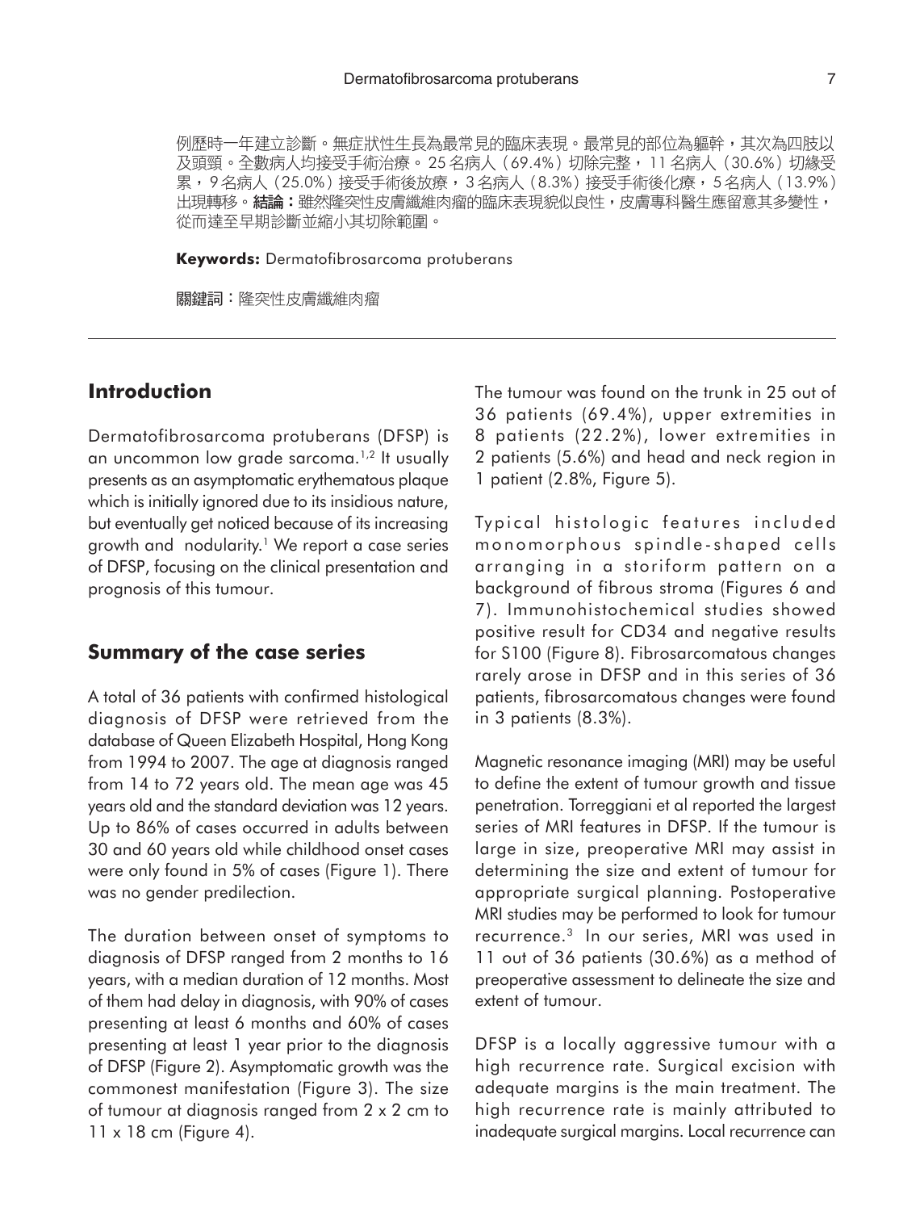例歷時一年建立診斷。無症狀性生長為最常見的臨床表現。最常見的部位為軀幹，其次為四肢以及頭頸。全數病人均接受手術治療。25名病人（69.4%）切除完整，11名病人（30.6%）切緣受累，9名病人（25.0%）接受手術後放療，3名病人（8.3%）接受手術後化療，5名病人（13.9%）出現轉移。**結論：**雖然隆突性皮膚纖維肉瘤的臨床表現貌似良性，皮膚專科醫生應留意其多變性，從而達至早期診斷並縮小其切除範圍。

**Keywords:** Dermatofibrosarcoma protuberans

**關鍵詞：**隆突性皮膚纖維肉瘤

## Introduction

Dermatofibrosarcoma protuberans (DFSP) is an uncommon low grade sarcoma.[1,2] It usually presents as an asymptomatic erythematous plaque which is initially ignored due to its insidious nature, but eventually get noticed because of its increasing growth and nodularity.[1] We report a case series of DFSP, focusing on the clinical presentation and prognosis of this tumour.

## Summary of the case series

A total of 36 patients with confirmed histological diagnosis of DFSP were retrieved from the database of Queen Elizabeth Hospital, Hong Kong from 1994 to 2007. The age at diagnosis ranged from 14 to 72 years old. The mean age was 45 years old and the standard deviation was 12 years. Up to 86% of cases occurred in adults between 30 and 60 years old while childhood onset cases were only found in 5% of cases (Figure 1). There was no gender predilection.

The duration between onset of symptoms to diagnosis of DFSP ranged from 2 months to 16 years, with a median duration of 12 months. Most of them had delay in diagnosis, with 90% of cases presenting at least 6 months and 60% of cases presenting at least 1 year prior to the diagnosis of DFSP (Figure 2). Asymptomatic growth was the commonest manifestation (Figure 3). The size of tumour at diagnosis ranged from 2 x 2 cm to 11 x 18 cm (Figure 4).

The tumour was found on the trunk in 25 out of 36 patients (69.4%), upper extremities in 8 patients (22.2%), lower extremities in 2 patients (5.6%) and head and neck region in 1 patient (2.8%, Figure 5).

Typical histologic features included monomorphous spindle-shaped cells arranging in a storiform pattern on a background of fibrous stroma (Figures 6 and 7). Immunohistochemical studies showed positive result for CD34 and negative results for S100 (Figure 8). Fibrosarcomatous changes rarely arose in DFSP and in this series of 36 patients, fibrosarcomatous changes were found in 3 patients (8.3%).

Magnetic resonance imaging (MRI) may be useful to define the extent of tumour growth and tissue penetration. Torreggiani et al reported the largest series of MRI features in DFSP. If the tumour is large in size, preoperative MRI may assist in determining the size and extent of tumour for appropriate surgical planning. Postoperative MRI studies may be performed to look for tumour recurrence.[3] In our series, MRI was used in 11 out of 36 patients (30.6%) as a method of preoperative assessment to delineate the size and extent of tumour.

DFSP is a locally aggressive tumour with a high recurrence rate. Surgical excision with adequate margins is the main treatment. The high recurrence rate is mainly attributed to inadequate surgical margins. Local recurrence can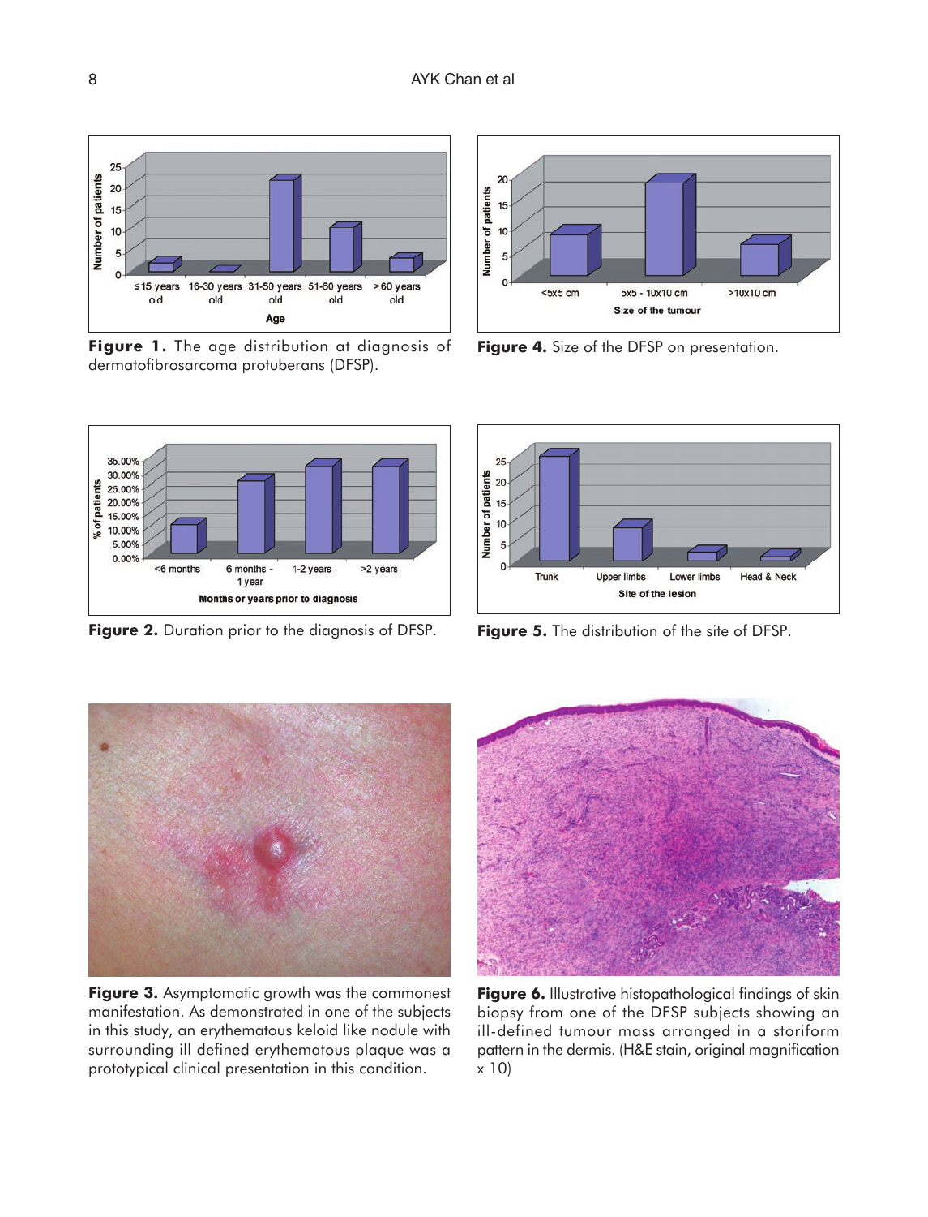Figure 1. The age distribution at diagnosis of dermatofibrosarcoma protuberans (DFSP).

Figure 4. Size of the DFSP on presentation.

Figure 2. Duration prior to the diagnosis of DFSP.

Figure 5. The distribution of the site of DFSP.

Figure 3. Asymptomatic growth was the commonest manifestation. As demonstrated in one of the subjects in this study, an erythematous keloid like nodule with surrounding ill defined erythematous plaque was a prototypical clinical presentation in this condition.

Figure 6. Illustrative histopathological findings of skin biopsy from one of the DFSP subjects showing an ill-defined tumour mass arranged in a storiform pattern in the dermis. (H&E stain, original magnification x 10)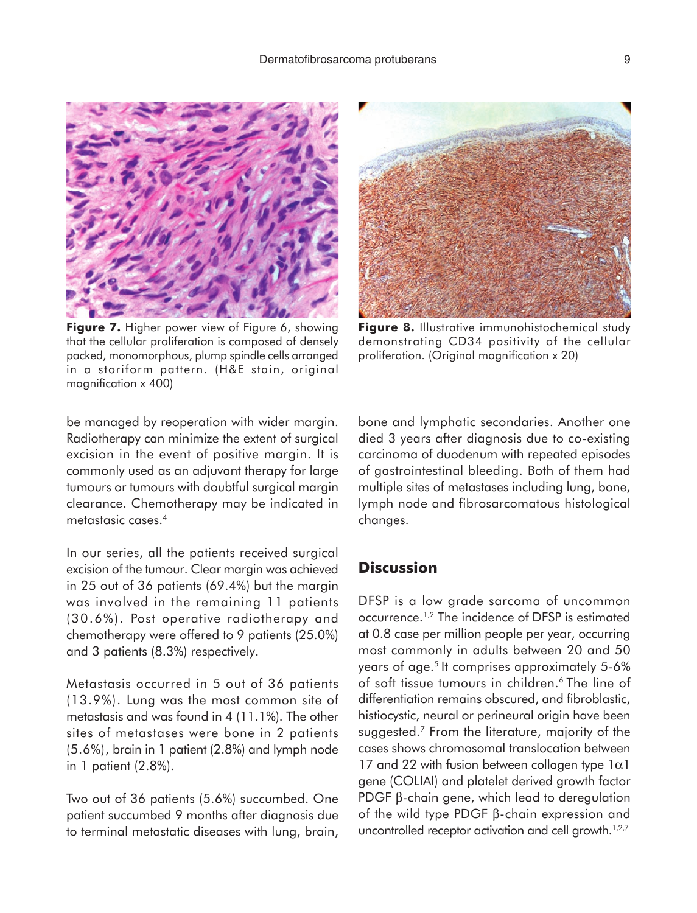**Figure 7.** Higher power view of Figure 6, showing that the cellular proliferation is composed of densely packed, monomorphous, plump spindle cells arranged in a storiform pattern. (H&E stain, original magnification x 400)

**Figure 8.** Illustrative immunohistochemical study demonstrating CD34 positivity of the cellular proliferation. (Original magnification x 20)

be managed by reoperation with wider margin. Radiotherapy can minimize the extent of surgical excision in the event of positive margin. It is commonly used as an adjuvant therapy for large tumours or tumours with doubtful surgical margin clearance. Chemotherapy may be indicated in metastasic cases.[4]

In our series, all the patients received surgical excision of the tumour. Clear margin was achieved in 25 out of 36 patients (69.4%) but the margin was involved in the remaining 11 patients (30.6%). Post operative radiotherapy and chemotherapy were offered to 9 patients (25.0%) and 3 patients (8.3%) respectively.

Metastasis occurred in 5 out of 36 patients (13.9%). Lung was the most common site of metastasis and was found in 4 (11.1%). The other sites of metastases were bone in 2 patients (5.6%), brain in 1 patient (2.8%) and lymph node in 1 patient (2.8%).

Two out of 36 patients (5.6%) succumbed. One patient succumbed 9 months after diagnosis due to terminal metastatic diseases with lung, brain, bone and lymphatic secondaries. Another one died 3 years after diagnosis due to co-existing carcinoma of duodenum with repeated episodes of gastrointestinal bleeding. Both of them had multiple sites of metastases including lung, bone, lymph node and fibrosarcomatous histological changes.

## Discussion

DFSP is a low grade sarcoma of uncommon occurrence.[1,2] The incidence of DFSP is estimated at 0.8 case per million people per year, occurring most commonly in adults between 20 and 50 years of age.[5] It comprises approximately 5-6% of soft tissue tumours in children.[6] The line of differentiation remains obscured, and fibroblastic, histiocystic, neural or perineural origin have been suggested.[7] From the literature, majority of the cases shows chromosomal translocation between 17 and 22 with fusion between collagen type 1$\alpha$1 gene (COLIAI) and platelet derived growth factor PDGF $\beta$-chain gene, which lead to deregulation of the wild type PDGF $\beta$-chain expression and uncontrolled receptor activation and cell growth.[1,2,7]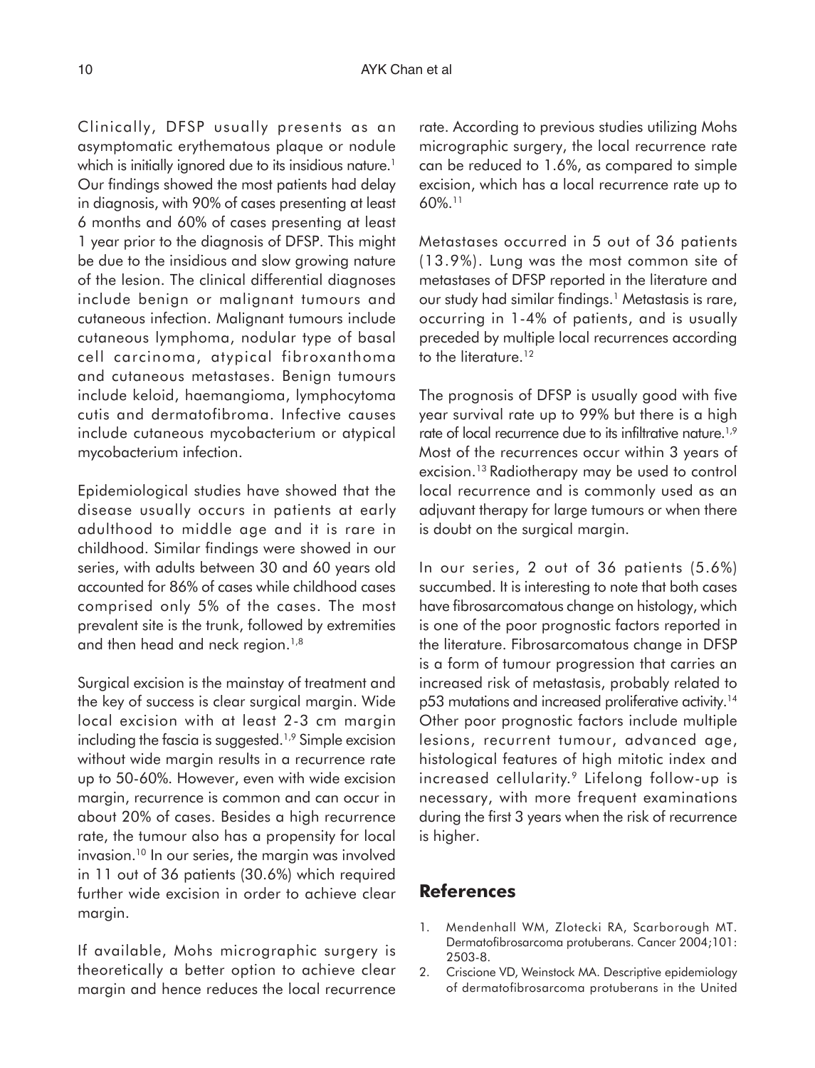Clinically, DFSP usually presents as an asymptomatic erythematous plaque or nodule which is initially ignored due to its insidious nature.[1] Our findings showed the most patients had delay in diagnosis, with 90% of cases presenting at least 6 months and 60% of cases presenting at least 1 year prior to the diagnosis of DFSP. This might be due to the insidious and slow growing nature of the lesion. The clinical differential diagnoses include benign or malignant tumours and cutaneous infection. Malignant tumours include cutaneous lymphoma, nodular type of basal cell carcinoma, atypical fibroxanthoma and cutaneous metastases. Benign tumours include keloid, haemangioma, lymphocytoma cutis and dermatofibroma. Infective causes include cutaneous mycobacterium or atypical mycobacterium infection.

Epidemiological studies have showed that the disease usually occurs in patients at early adulthood to middle age and it is rare in childhood. Similar findings were showed in our series, with adults between 30 and 60 years old accounted for 86% of cases while childhood cases comprised only 5% of the cases. The most prevalent site is the trunk, followed by extremities and then head and neck region.[1,8]

Surgical excision is the mainstay of treatment and the key of success is clear surgical margin. Wide local excision with at least 2-3 cm margin including the fascia is suggested.[1,9] Simple excision without wide margin results in a recurrence rate up to 50-60%. However, even with wide excision margin, recurrence is common and can occur in about 20% of cases. Besides a high recurrence rate, the tumour also has a propensity for local invasion.[10] In our series, the margin was involved in 11 out of 36 patients (30.6%) which required further wide excision in order to achieve clear margin.

If available, Mohs micrographic surgery is theoretically a better option to achieve clear margin and hence reduces the local recurrence rate. According to previous studies utilizing Mohs micrographic surgery, the local recurrence rate can be reduced to 1.6%, as compared to simple excision, which has a local recurrence rate up to 60%.[11]

Metastases occurred in 5 out of 36 patients (13.9%). Lung was the most common site of metastases of DFSP reported in the literature and our study had similar findings.[1] Metastasis is rare, occurring in 1-4% of patients, and is usually preceded by multiple local recurrences according to the literature.[12]

The prognosis of DFSP is usually good with five year survival rate up to 99% but there is a high rate of local recurrence due to its infiltrative nature.[1,9] Most of the recurrences occur within 3 years of excision.[13] Radiotherapy may be used to control local recurrence and is commonly used as an adjuvant therapy for large tumours or when there is doubt on the surgical margin.

In our series, 2 out of 36 patients (5.6%) succumbed. It is interesting to note that both cases have fibrosarcomatous change on histology, which is one of the poor prognostic factors reported in the literature. Fibrosarcomatous change in DFSP is a form of tumour progression that carries an increased risk of metastasis, probably related to p53 mutations and increased proliferative activity.[14] Other poor prognostic factors include multiple lesions, recurrent tumour, advanced age, histological features of high mitotic index and increased cellularity.[9] Lifelong follow-up is necessary, with more frequent examinations during the first 3 years when the risk of recurrence is higher.

## References

1. Mendenhall WM, Zlotecki RA, Scarborough MT. Dermatofibrosarcoma protuberans. Cancer 2004;101: 2503-8.
2. Criscione VD, Weinstock MA. Descriptive epidemiology of dermatofibrosarcoma protuberans in the United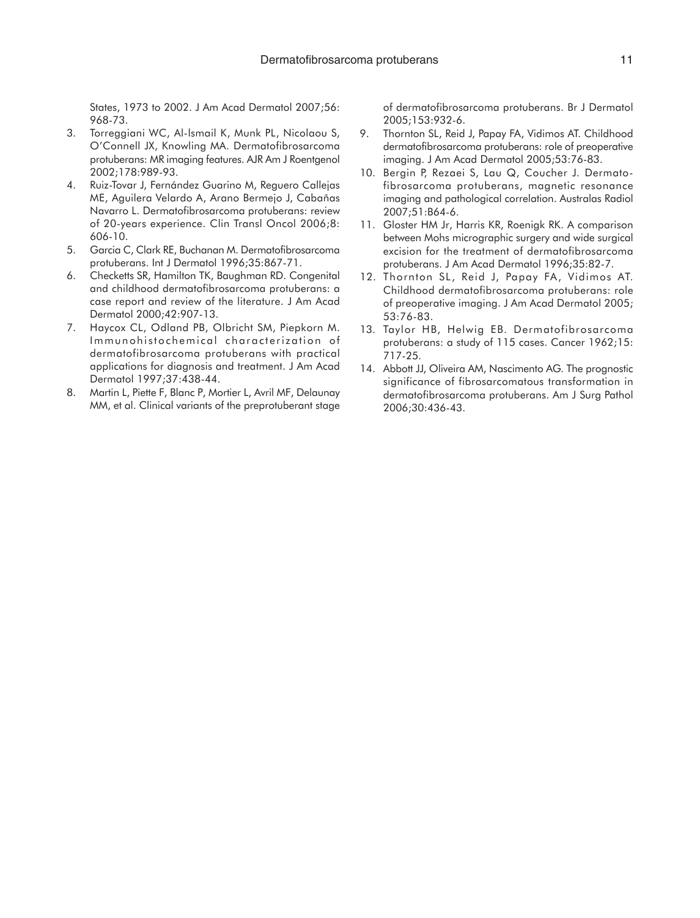States, 1973 to 2002. J Am Acad Dermatol 2007;56: 968-73.

3. Torreggiani WC, Al-Ismail K, Munk PL, Nicolaou S, O'Connell JX, Knowling MA. Dermatofibrosarcoma protuberans: MR imaging features. AJR Am J Roentgenol 2002;178:989-93.
4. Ruiz-Tovar J, Fernández Guarino M, Reguero Callejas ME, Aguilera Velardo A, Arano Bermejo J, Cabañas Navarro L. Dermatofibrosarcoma protuberans: review of 20-years experience. Clin Transl Oncol 2006;8: 606-10.
5. Garcia C, Clark RE, Buchanan M. Dermatofibrosarcoma protuberans. Int J Dermatol 1996;35:867-71.
6. Checketts SR, Hamilton TK, Baughman RD. Congenital and childhood dermatofibrosarcoma protuberans: a case report and review of the literature. J Am Acad Dermatol 2000;42:907-13.
7. Haycox CL, Odland PB, Olbricht SM, Piepkorn M. Immunohistochemical characterization of dermatofibrosarcoma protuberans with practical applications for diagnosis and treatment. J Am Acad Dermatol 1997;37:438-44.
8. Martin L, Piette F, Blanc P, Mortier L, Avril MF, Delaunay MM, et al. Clinical variants of the preprotuberant stage of dermatofibrosarcoma protuberans. Br J Dermatol 2005;153:932-6.
9. Thornton SL, Reid J, Papay FA, Vidimos AT. Childhood dermatofibrosarcoma protuberans: role of preoperative imaging. J Am Acad Dermatol 2005;53:76-83.
10. Bergin P, Rezaei S, Lau Q, Coucher J. Dermatofibrosarcoma protuberans, magnetic resonance imaging and pathological correlation. Australas Radiol 2007;51:B64-6.
11. Gloster HM Jr, Harris KR, Roenigk RK. A comparison between Mohs micrographic surgery and wide surgical excision for the treatment of dermatofibrosarcoma protuberans. J Am Acad Dermatol 1996;35:82-7.
12. Thornton SL, Reid J, Papay FA, Vidimos AT. Childhood dermatofibrosarcoma protuberans: role of preoperative imaging. J Am Acad Dermatol 2005; 53:76-83.
13. Taylor HB, Helwig EB. Dermatofibrosarcoma protuberans: a study of 115 cases. Cancer 1962;15: 717-25.
14. Abbott JJ, Oliveira AM, Nascimento AG. The prognostic significance of fibrosarcomatous transformation in dermatofibrosarcoma protuberans. Am J Surg Pathol 2006;30:436-43.